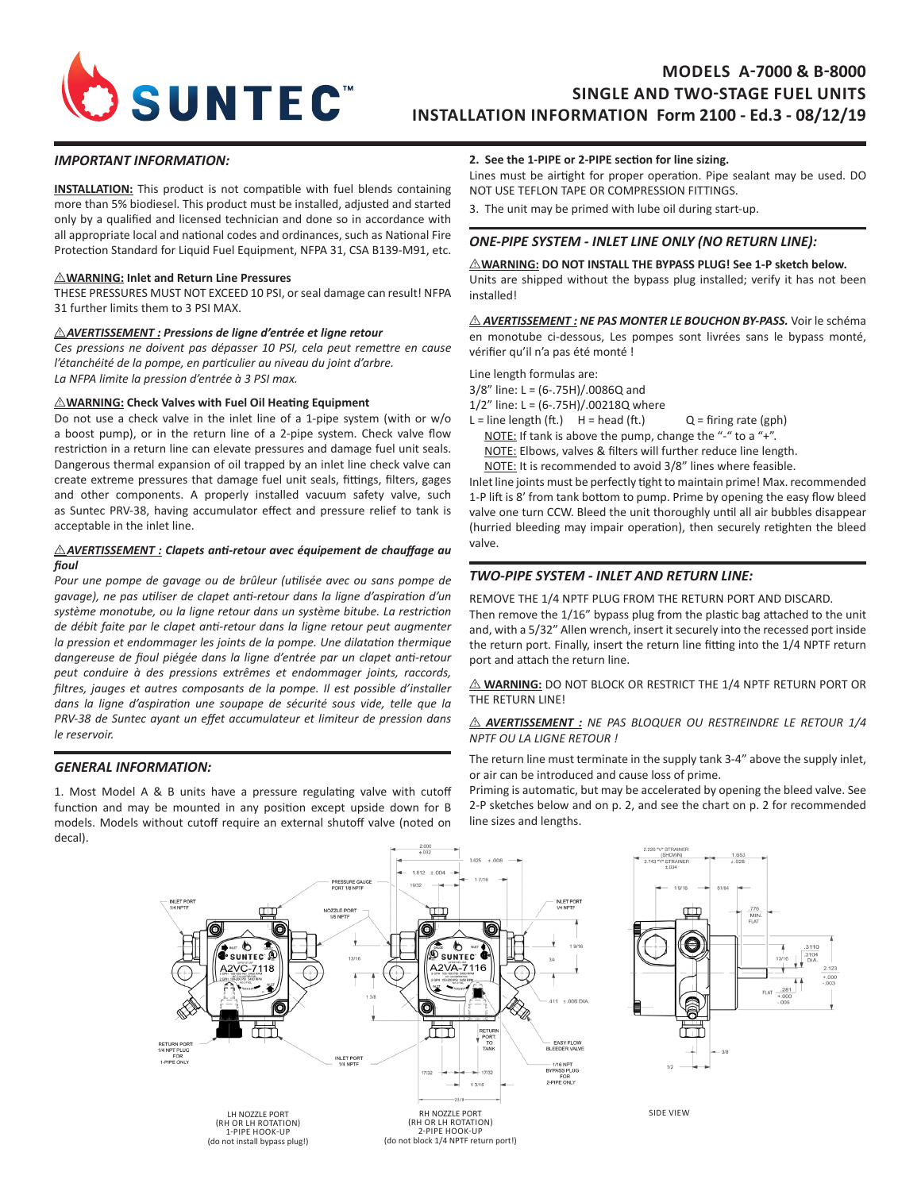# MODELS A-7000 & B-8000
# SINGLE AND TWO-STAGE FUEL UNITS
# INSTALLATION INFORMATION Form 2100 - Ed.3 - 08/12/19

## *IMPORTANT INFORMATION:*

**INSTALLATION:** This product is not compatible with fuel blends containing more than 5% biodiesel. This product must be installed, adjusted and started only by a qualified and licensed technician and done so in accordance with all appropriate local and national codes and ordinances, such as National Fire Protection Standard for Liquid Fuel Equipment, NFPA 31, CSA B139-M91, etc.

**⚠WARNING: Inlet and Return Line Pressures**

THESE PRESSURES MUST NOT EXCEED 10 PSI, or seal damage can result! NFPA 31 further limits them to 3 PSI MAX.

***⚠AVERTISSEMENT : Pressions de ligne d'entrée et ligne retour***

*Ces pressions ne doivent pas dépasser 10 PSI, cela peut remettre en cause l'étanchéité de la pompe, en particulier au niveau du joint d'arbre.*
*La NFPA limite la pression d'entrée à 3 PSI max.*

**⚠WARNING: Check Valves with Fuel Oil Heating Equipment**

Do not use a check valve in the inlet line of a 1-pipe system (with or w/o a boost pump), or in the return line of a 2-pipe system. Check valve flow restriction in a return line can elevate pressures and damage fuel unit seals. Dangerous thermal expansion of oil trapped by an inlet line check valve can create extreme pressures that damage fuel unit seals, fittings, filters, gages and other components. A properly installed vacuum safety valve, such as Suntec PRV-38, having accumulator effect and pressure relief to tank is acceptable in the inlet line.

***⚠AVERTISSEMENT : Clapets anti-retour avec équipement de chauffage au fioul***

*Pour une pompe de gavage ou de brûleur (utilisée avec ou sans pompe de gavage), ne pas utiliser de clapet anti-retour dans la ligne d'aspiration d'un système monotube, ou la ligne retour dans un système bitube. La restriction de débit faite par le clapet anti-retour dans la ligne retour peut augmenter la pression et endommager les joints de la pompe. Une dilatation thermique dangereuse de fioul piégée dans la ligne d'entrée par un clapet anti-retour peut conduire à des pressions extrêmes et endommager joints, raccords, filtres, jauges et autres composants de la pompe. Il est possible d'installer dans la ligne d'aspiration une soupape de sécurité sous vide, telle que la PRV-38 de Suntec ayant un effet accumulateur et limiteur de pression dans le reservoir.*

## *GENERAL INFORMATION:*

1. Most Model A & B units have a pressure regulating valve with cutoff function and may be mounted in any position except upside down for B models. Models without cutoff require an external shutoff valve (noted on decal).

**2. See the 1-PIPE or 2-PIPE section for line sizing.**
Lines must be airtight for proper operation. Pipe sealant may be used. DO NOT USE TEFLON TAPE OR COMPRESSION FITTINGS.

3. The unit may be primed with lube oil during start-up.

## *ONE-PIPE SYSTEM - INLET LINE ONLY (NO RETURN LINE):*

**⚠WARNING: DO NOT INSTALL THE BYPASS PLUG! See 1-P sketch below.**
Units are shipped without the bypass plug installed; verify it has not been installed!

***⚠ AVERTISSEMENT : NE PAS MONTER LE BOUCHON BY-PASS.*** Voir le schéma en monotube ci-dessous, Les pompes sont livrées sans le bypass monté, vérifier qu'il n'a pas été monté !

Line length formulas are:
3/8" line: L = (6-.75H)/.0086Q and
1/2" line: L = (6-.75H)/.00218Q where
L = line length (ft.) H = head (ft.) Q = firing rate (gph)

NOTE: If tank is above the pump, change the "-" to a "+".
NOTE: Elbows, valves & filters will further reduce line length.
NOTE: It is recommended to avoid 3/8" lines where feasible.

Inlet line joints must be perfectly tight to maintain prime! Max. recommended 1-P lift is 8' from tank bottom to pump. Prime by opening the easy flow bleed valve one turn CCW. Bleed the unit thoroughly until all air bubbles disappear (hurried bleeding may impair operation), then securely retighten the bleed valve.

## *TWO-PIPE SYSTEM - INLET AND RETURN LINE:*

REMOVE THE 1/4 NPTF PLUG FROM THE RETURN PORT AND DISCARD.
Then remove the 1/16" bypass plug from the plastic bag attached to the unit and, with a 5/32" Allen wrench, insert it securely into the recessed port inside the return port. Finally, insert the return line fitting into the 1/4 NPTF return port and attach the return line.

**⚠ WARNING:** DO NOT BLOCK OR RESTRICT THE 1/4 NPTF RETURN PORT OR THE RETURN LINE!

***⚠ AVERTISSEMENT :*** *NE PAS BLOQUER OU RESTREINDRE LE RETOUR 1/4 NPTF OU LA LIGNE RETOUR !*

The return line must terminate in the supply tank 3-4" above the supply inlet, or air can be introduced and cause loss of prime.
Priming is automatic, but may be accelerated by opening the bleed valve. See 2-P sketches below and on p. 2, and see the chart on p. 2 for recommended line sizes and lengths.

LH NOZZLE PORT (RH OR LH ROTATION) 1-PIPE HOOK-UP (do not install bypass plug!)

RH NOZZLE PORT (RH OR LH ROTATION) 2-PIPE HOOK-UP (do not block 1/4 NPTF return port!)

SIDE VIEW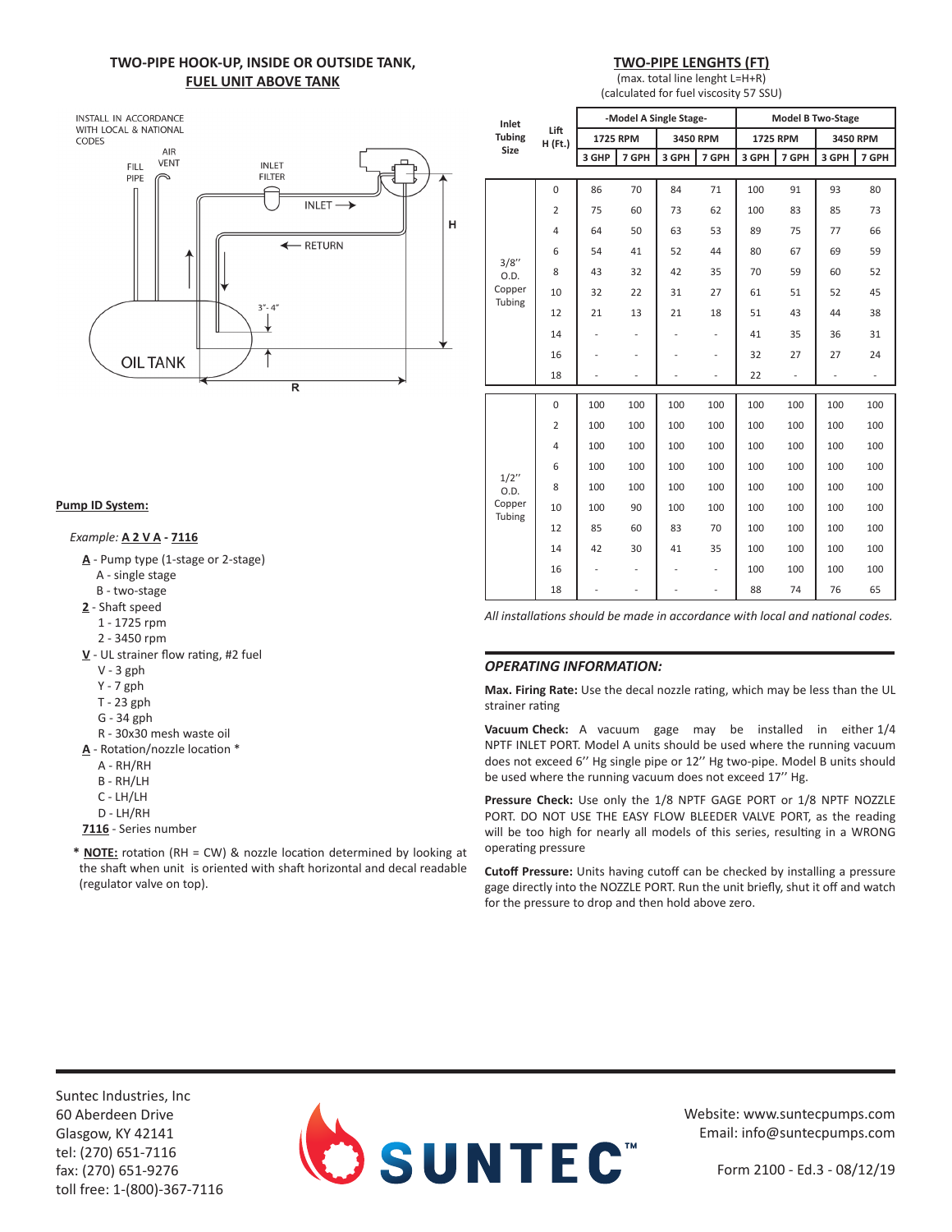## TWO-PIPE HOOK-UP, INSIDE OR OUTSIDE TANK, FUEL UNIT ABOVE TANK

INSTALL IN ACCORDANCE WITH LOCAL & NATIONAL CODES

FILL PIPE

AIR VENT

INLET FILTER

INLET

RETURN

H

3"- 4"

OIL TANK

R

## TWO-PIPE LENGHTS (FT)

(max. total line lenght L=H+R)
(calculated for fuel viscosity 57 SSU)

| Inlet Tubing Size | Lift H (Ft.) | -Model A Single Stage- | | | | Model B Two-Stage | | | |
|---|---|---|---|---|---|---|---|---|---|
| | | 1725 RPM | | 3450 RPM | | 1725 RPM | | 3450 RPM | |
| | | 3 GHP | 7 GPH | 3 GPH | 7 GPH | 3 GPH | 7 GPH | 3 GPH | 7 GPH |
| 3/8'' O.D. Copper Tubing | 0 | 86 | 70 | 84 | 71 | 100 | 91 | 93 | 80 |
| | 2 | 75 | 60 | 73 | 62 | 100 | 83 | 85 | 73 |
| | 4 | 64 | 50 | 63 | 53 | 89 | 75 | 77 | 66 |
| | 6 | 54 | 41 | 52 | 44 | 80 | 67 | 69 | 59 |
| | 8 | 43 | 32 | 42 | 35 | 70 | 59 | 60 | 52 |
| | 10 | 32 | 22 | 31 | 27 | 61 | 51 | 52 | 45 |
| | 12 | 21 | 13 | 21 | 18 | 51 | 43 | 44 | 38 |
| | 14 | - | - | - | - | 41 | 35 | 36 | 31 |
| | 16 | - | - | - | - | 32 | 27 | 27 | 24 |
| | 18 | - | - | - | - | 22 | - | - | - |
| 1/2'' O.D. Copper Tubing | 0 | 100 | 100 | 100 | 100 | 100 | 100 | 100 | 100 |
| | 2 | 100 | 100 | 100 | 100 | 100 | 100 | 100 | 100 |
| | 4 | 100 | 100 | 100 | 100 | 100 | 100 | 100 | 100 |
| | 6 | 100 | 100 | 100 | 100 | 100 | 100 | 100 | 100 |
| | 8 | 100 | 100 | 100 | 100 | 100 | 100 | 100 | 100 |
| | 10 | 100 | 90 | 100 | 100 | 100 | 100 | 100 | 100 |
| | 12 | 85 | 60 | 83 | 70 | 100 | 100 | 100 | 100 |
| | 14 | 42 | 30 | 41 | 35 | 100 | 100 | 100 | 100 |
| | 16 | - | - | - | - | 100 | 100 | 100 | 100 |
| | 18 | - | - | - | - | 88 | 74 | 76 | 65 |

*All installations should be made in accordance with local and national codes.*

**Pump ID System:**

*Example:* **A 2 V A - 7116**

- **A** - Pump type (1-stage or 2-stage)
  - A - single stage
  - B - two-stage
- **2** - Shaft speed
  - 1 - 1725 rpm
  - 2 - 3450 rpm
- **V** - UL strainer flow rating, #2 fuel
  - V - 3 gph
  - Y - 7 gph
  - T - 23 gph
  - G - 34 gph
  - R - 30x30 mesh waste oil
- **A** - Rotation/nozzle location *
  - A - RH/RH
  - B - RH/LH
  - C - LH/LH
  - D - LH/RH
- **7116** - Series number

\* **NOTE:** rotation (RH = CW) & nozzle location determined by looking at the shaft when unit is oriented with shaft horizontal and decal readable (regulator valve on top).

### OPERATING INFORMATION:

**Max. Firing Rate:** Use the decal nozzle rating, which may be less than the UL strainer rating

**Vacuum Check:** A vacuum gage may be installed in either 1/4 NPTF INLET PORT. Model A units should be used where the running vacuum does not exceed 6'' Hg single pipe or 12'' Hg two-pipe. Model B units should be used where the running vacuum does not exceed 17'' Hg.

**Pressure Check:** Use only the 1/8 NPTF GAGE PORT or 1/8 NPTF NOZZLE PORT. DO NOT USE THE EASY FLOW BLEEDER VALVE PORT, as the reading will be too high for nearly all models of this series, resulting in a WRONG operating pressure

**Cutoff Pressure:** Units having cutoff can be checked by installing a pressure gage directly into the NOZZLE PORT. Run the unit briefly, shut it off and watch for the pressure to drop and then hold above zero.

Suntec Industries, Inc
60 Aberdeen Drive
Glasgow, KY 42141
tel: (270) 651-7116
fax: (270) 651-9276
toll free: 1-(800)-367-7116

SUNTEC™

Website: www.suntecpumps.com
Email: info@suntecpumps.com

Form 2100 - Ed.3 - 08/12/19